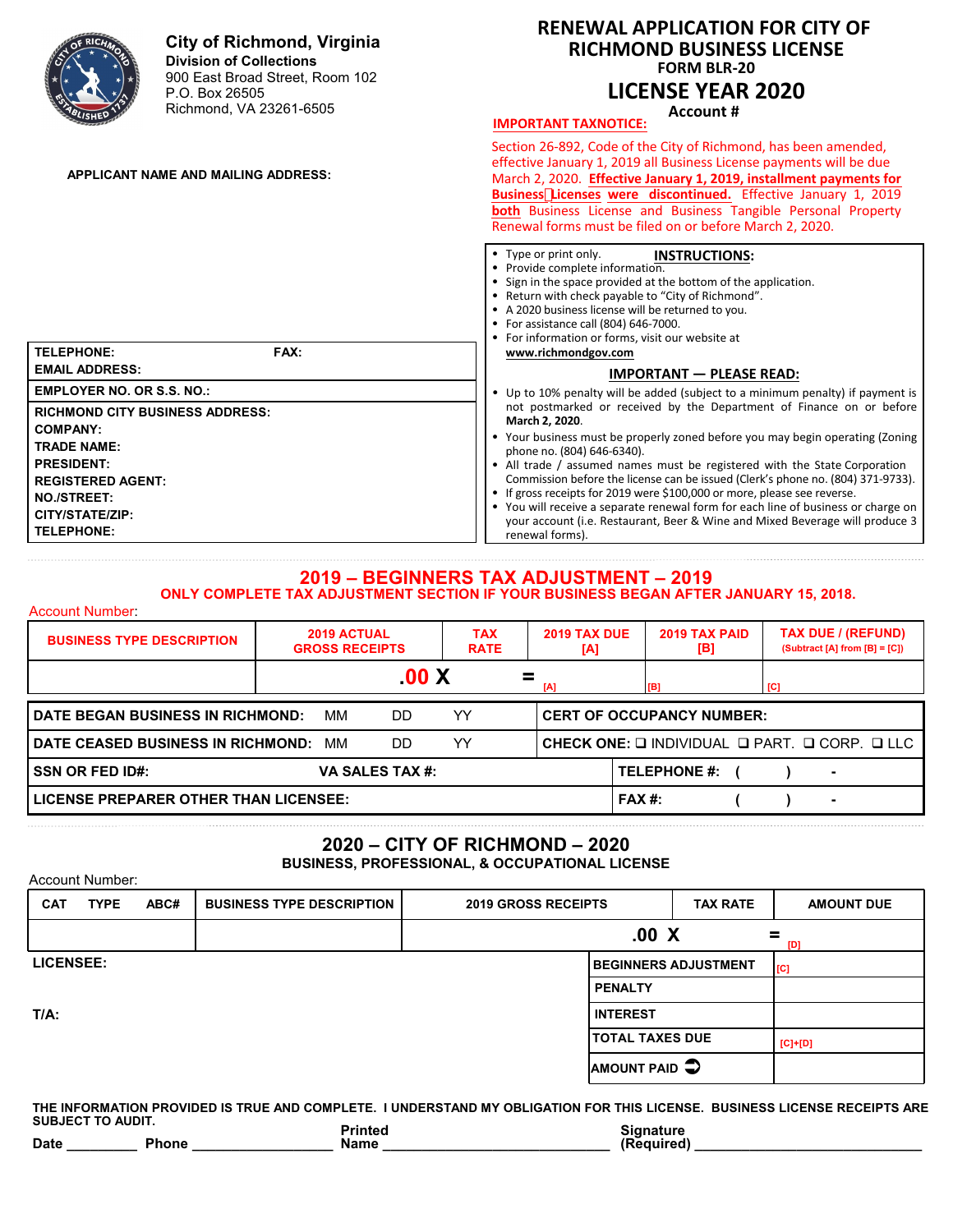**City of Richmond, Virginia**
**Division of Collections**
900 East Broad Street, Room 102
P.O. Box 26505
Richmond, VA 23261-6505

# RENEWAL APPLICATION FOR CITY OF RICHMOND BUSINESS LICENSE

**FORM BLR-20**

## LICENSE YEAR 2020

**Account #**

**IMPORTANT TAXNOTICE:**

Section 26-892, Code of the City of Richmond, has been amended, effective January 1, 2019 all Business License payments will be due March 2, 2020. **Effective January 1, 2019, installment payments for Business Licenses were discontinued.** Effective January 1, 2019 **both** Business License and Business Tangible Personal Property Renewal forms must be filed on or before March 2, 2020.

**APPLICANT NAME AND MAILING ADDRESS:**

**INSTRUCTIONS:**

- Type or print only.
- Provide complete information.
- Sign in the space provided at the bottom of the application.
- Return with check payable to "City of Richmond".
- A 2020 business license will be returned to you.
- For assistance call (804) 646-7000.
- For information or forms, visit our website at **www.richmondgov.com**

**IMPORTANT — PLEASE READ:**

- Up to 10% penalty will be added (subject to a minimum penalty) if payment is not postmarked or received by the Department of Finance on or before **March 2, 2020**.
- Your business must be properly zoned before you may begin operating (Zoning phone no. (804) 646-6340).
- All trade / assumed names must be registered with the State Corporation Commission before the license can be issued (Clerk's phone no. (804) 371-9733).
- If gross receipts for 2019 were $100,000 or more, please see reverse.
- You will receive a separate renewal form for each line of business or charge on your account (i.e. Restaurant, Beer & Wine and Mixed Beverage will produce 3 renewal forms).

**TELEPHONE:** **FAX:**
**EMAIL ADDRESS:**

**EMPLOYER NO. OR S.S. NO.:**

**RICHMOND CITY BUSINESS ADDRESS:**
**COMPANY:**
**TRADE NAME:**
**PRESIDENT:**
**REGISTERED AGENT:**
**NO./STREET:**
**CITY/STATE/ZIP:**
**TELEPHONE:**

## 2019 – BEGINNERS TAX ADJUSTMENT – 2019

**ONLY COMPLETE TAX ADJUSTMENT SECTION IF YOUR BUSINESS BEGAN AFTER JANUARY 15, 2018.**

Account Number:

| BUSINESS TYPE DESCRIPTION | 2019 ACTUAL GROSS RECEIPTS | TAX RATE | 2019 TAX DUE [A] | 2019 TAX PAID [B] | TAX DUE / (REFUND) (Subtract [A] from [B] = [C]) |
|---|---|---|---|---|---|
| | .00 X | = | [A] | [B] | [C] |

| | |
|---|---|
| **DATE BEGAN BUSINESS IN RICHMOND:** MM DD YY | **CERT OF OCCUPANCY NUMBER:** |
| **DATE CEASED BUSINESS IN RICHMOND:** MM DD YY | **CHECK ONE:** ❑ INDIVIDUAL ❑ PART. ❑ CORP. ❑ LLC |
| **SSN OR FED ID#:** **VA SALES TAX #:** | **TELEPHONE #:** ( ) - |
| **LICENSE PREPARER OTHER THAN LICENSEE:** | **FAX #:** ( ) - |

## 2020 – CITY OF RICHMOND – 2020

**BUSINESS, PROFESSIONAL, & OCCUPATIONAL LICENSE**

Account Number:

| CAT TYPE ABC# | BUSINESS TYPE DESCRIPTION | 2019 GROSS RECEIPTS | TAX RATE | AMOUNT DUE |
|---|---|---|---|---|
| | | .00 X | | = [D] |

**LICENSEE:**

**T/A:**

| | |
|---|---|
| **BEGINNERS ADJUSTMENT** | [C] |
| **PENALTY** | |
| **INTEREST** | |
| **TOTAL TAXES DUE** | [C]+[D] |
| **AMOUNT PAID** ➲ | |

**THE INFORMATION PROVIDED IS TRUE AND COMPLETE. I UNDERSTAND MY OBLIGATION FOR THIS LICENSE. BUSINESS LICENSE RECEIPTS ARE SUBJECT TO AUDIT.**

**Date** _________ **Phone** __________________ **Printed Name** ____________________________ **Signature (Required)** ____________________________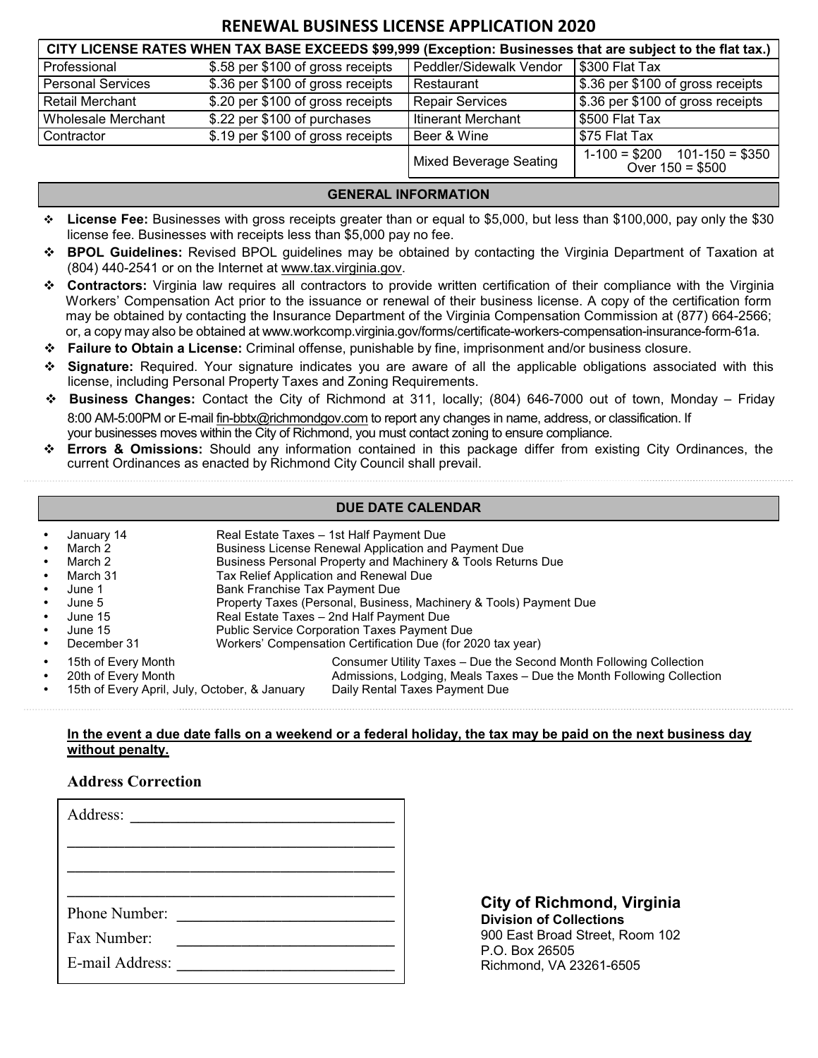# RENEWAL BUSINESS LICENSE APPLICATION 2020

| CITY LICENSE RATES WHEN TAX BASE EXCEEDS $99,999 (Exception: Businesses that are subject to the flat tax.) | | | |
|---|---|---|---|
| Professional | $.58 per $100 of gross receipts | Peddler/Sidewalk Vendor | $300 Flat Tax |
| Personal Services | $.36 per $100 of gross receipts | Restaurant | $.36 per $100 of gross receipts |
| Retail Merchant | $.20 per $100 of gross receipts | Repair Services | $.36 per $100 of gross receipts |
| Wholesale Merchant | $.22 per $100 of purchases | Itinerant Merchant | $500 Flat Tax |
| Contractor | $.19 per $100 of gross receipts | Beer & Wine | $75 Flat Tax |
| | | Mixed Beverage Seating | 1-100 = $200 101-150 = $350 Over 150 = $500 |

## GENERAL INFORMATION

- **License Fee:** Businesses with gross receipts greater than or equal to $5,000, but less than $100,000, pay only the $30 license fee. Businesses with receipts less than $5,000 pay no fee.
- **BPOL Guidelines:** Revised BPOL guidelines may be obtained by contacting the Virginia Department of Taxation at (804) 440-2541 or on the Internet at www.tax.virginia.gov.
- **Contractors:** Virginia law requires all contractors to provide written certification of their compliance with the Virginia Workers' Compensation Act prior to the issuance or renewal of their business license. A copy of the certification form may be obtained by contacting the Insurance Department of the Virginia Compensation Commission at (877) 664-2566; or, a copy may also be obtained at www.workcomp.virginia.gov/forms/certificate-workers-compensation-insurance-form-61a.
- **Failure to Obtain a License:** Criminal offense, punishable by fine, imprisonment and/or business closure.
- **Signature:** Required. Your signature indicates you are aware of all the applicable obligations associated with this license, including Personal Property Taxes and Zoning Requirements.
- **Business Changes:** Contact the City of Richmond at 311, locally; (804) 646-7000 out of town, Monday – Friday 8:00 AM-5:00PM or E-mail fin-bbtx@richmondgov.com to report any changes in name, address, or classification. If your businesses moves within the City of Richmond, you must contact zoning to ensure compliance.
- **Errors & Omissions:** Should any information contained in this package differ from existing City Ordinances, the current Ordinances as enacted by Richmond City Council shall prevail.

## DUE DATE CALENDAR

- January 14 — Real Estate Taxes – 1st Half Payment Due
- March 2 — Business License Renewal Application and Payment Due
- March 2 — Business Personal Property and Machinery & Tools Returns Due
- March 31 — Tax Relief Application and Renewal Due
- June 1 — Bank Franchise Tax Payment Due
- June 5 — Property Taxes (Personal, Business, Machinery & Tools) Payment Due
- June 15 — Real Estate Taxes – 2nd Half Payment Due
- June 15 — Public Service Corporation Taxes Payment Due
- December 31 — Workers' Compensation Certification Due (for 2020 tax year)
- 15th of Every Month — Consumer Utility Taxes – Due the Second Month Following Collection
- 20th of Every Month — Admissions, Lodging, Meals Taxes – Due the Month Following Collection
- 15th of Every April, July, October, & January — Daily Rental Taxes Payment Due

**In the event a due date falls on a weekend or a federal holiday, the tax may be paid on the next business day without penalty.**

### Address Correction

Address: ______________________________

______________________________

______________________________

______________________________

Phone Number: ______________________________

Fax Number: ______________________________

E-mail Address: ______________________________

**City of Richmond, Virginia**
**Division of Collections**
900 East Broad Street, Room 102
P.O. Box 26505
Richmond, VA 23261-6505